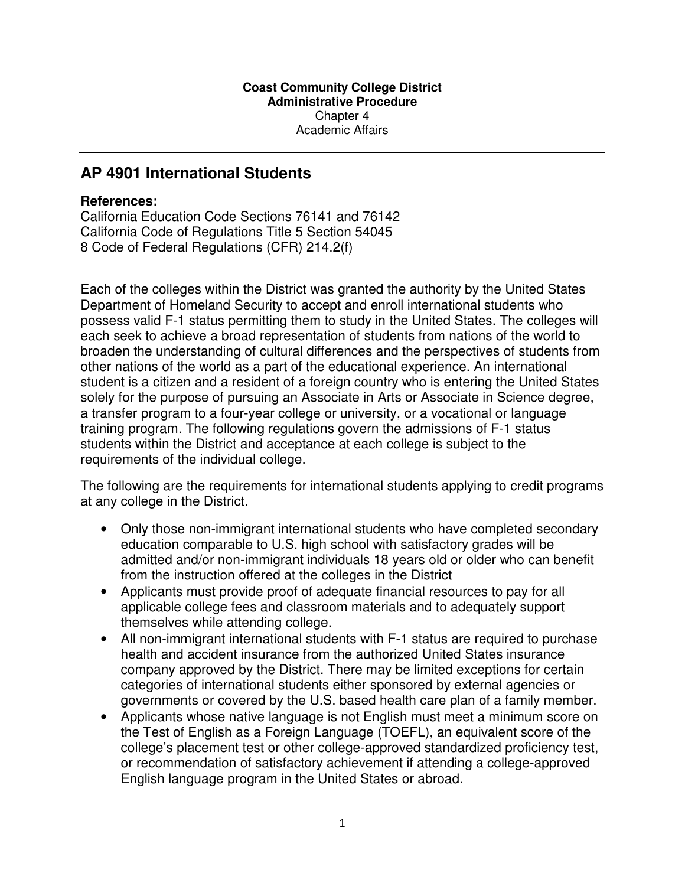**Coast Community College District**
**Administrative Procedure**
Chapter 4
Academic Affairs

---

## AP 4901 International Students

**References:**
California Education Code Sections 76141 and 76142
California Code of Regulations Title 5 Section 54045
8 Code of Federal Regulations (CFR) 214.2(f)

Each of the colleges within the District was granted the authority by the United States Department of Homeland Security to accept and enroll international students who possess valid F-1 status permitting them to study in the United States. The colleges will each seek to achieve a broad representation of students from nations of the world to broaden the understanding of cultural differences and the perspectives of students from other nations of the world as a part of the educational experience. An international student is a citizen and a resident of a foreign country who is entering the United States solely for the purpose of pursuing an Associate in Arts or Associate in Science degree, a transfer program to a four-year college or university, or a vocational or language training program. The following regulations govern the admissions of F-1 status students within the District and acceptance at each college is subject to the requirements of the individual college.

The following are the requirements for international students applying to credit programs at any college in the District.

- Only those non-immigrant international students who have completed secondary education comparable to U.S. high school with satisfactory grades will be admitted and/or non-immigrant individuals 18 years old or older who can benefit from the instruction offered at the colleges in the District
- Applicants must provide proof of adequate financial resources to pay for all applicable college fees and classroom materials and to adequately support themselves while attending college.
- All non-immigrant international students with F-1 status are required to purchase health and accident insurance from the authorized United States insurance company approved by the District. There may be limited exceptions for certain categories of international students either sponsored by external agencies or governments or covered by the U.S. based health care plan of a family member.
- Applicants whose native language is not English must meet a minimum score on the Test of English as a Foreign Language (TOEFL), an equivalent score of the college's placement test or other college-approved standardized proficiency test, or recommendation of satisfactory achievement if attending a college-approved English language program in the United States or abroad.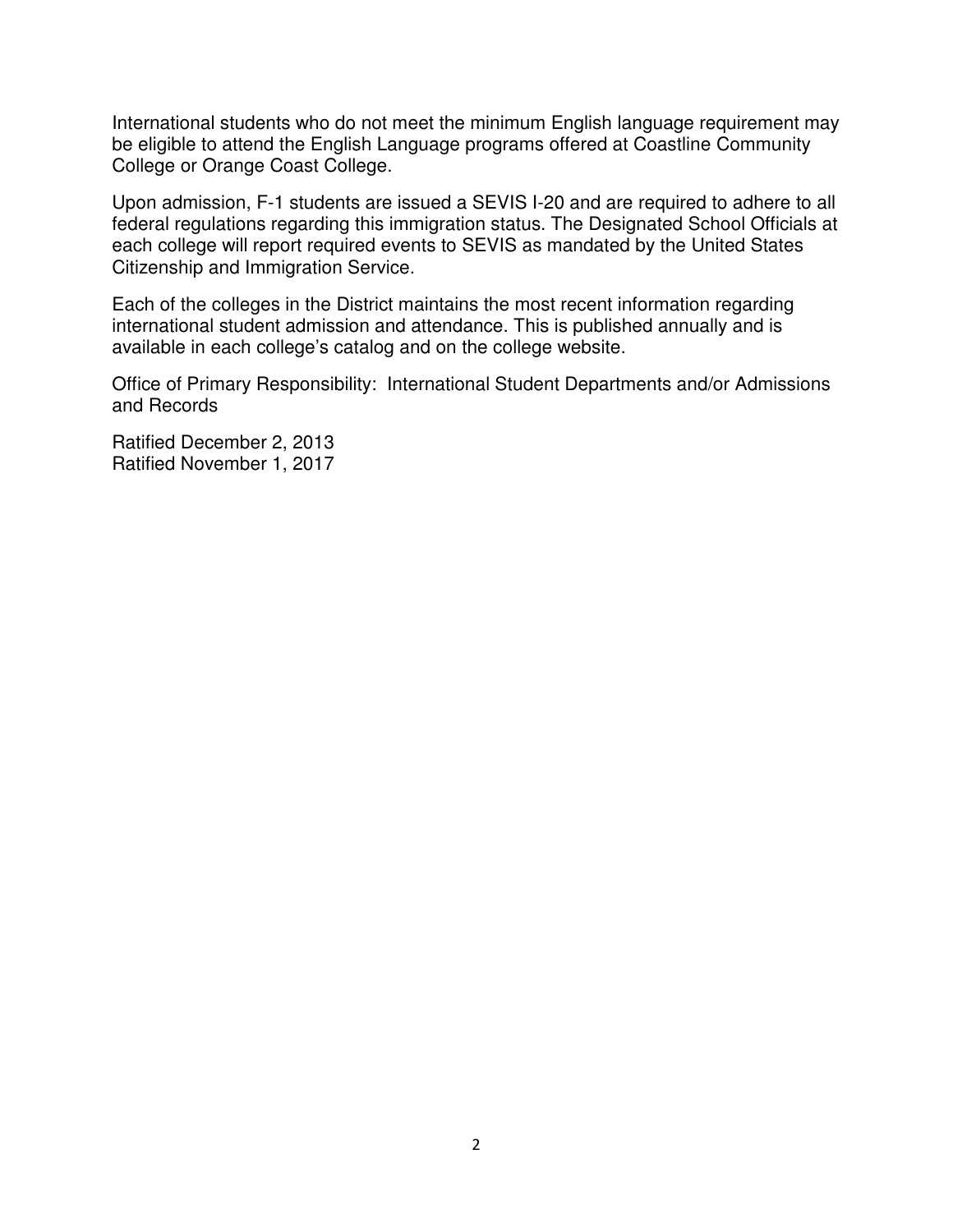International students who do not meet the minimum English language requirement may be eligible to attend the English Language programs offered at Coastline Community College or Orange Coast College.

Upon admission, F-1 students are issued a SEVIS I-20 and are required to adhere to all federal regulations regarding this immigration status. The Designated School Officials at each college will report required events to SEVIS as mandated by the United States Citizenship and Immigration Service.

Each of the colleges in the District maintains the most recent information regarding international student admission and attendance. This is published annually and is available in each college's catalog and on the college website.

Office of Primary Responsibility: International Student Departments and/or Admissions and Records

Ratified December 2, 2013
Ratified November 1, 2017